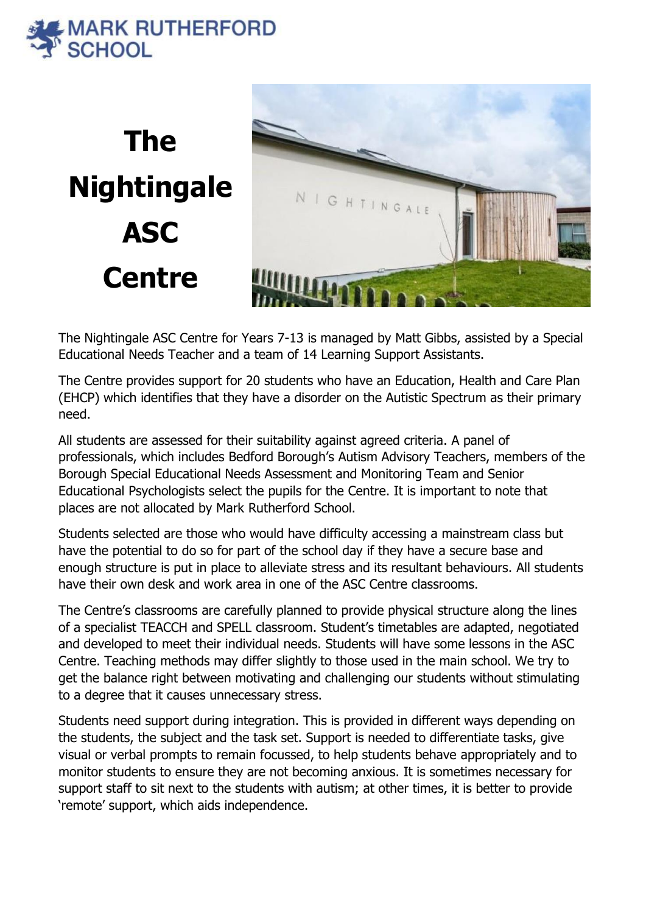MARK RUTHERFORD SCHOOL

# The Nightingale ASC Centre

The Nightingale ASC Centre for Years 7-13 is managed by Matt Gibbs, assisted by a Special Educational Needs Teacher and a team of 14 Learning Support Assistants.

The Centre provides support for 20 students who have an Education, Health and Care Plan (EHCP) which identifies that they have a disorder on the Autistic Spectrum as their primary need.

All students are assessed for their suitability against agreed criteria. A panel of professionals, which includes Bedford Borough's Autism Advisory Teachers, members of the Borough Special Educational Needs Assessment and Monitoring Team and Senior Educational Psychologists select the pupils for the Centre. It is important to note that places are not allocated by Mark Rutherford School.

Students selected are those who would have difficulty accessing a mainstream class but have the potential to do so for part of the school day if they have a secure base and enough structure is put in place to alleviate stress and its resultant behaviours. All students have their own desk and work area in one of the ASC Centre classrooms.

The Centre's classrooms are carefully planned to provide physical structure along the lines of a specialist TEACCH and SPELL classroom. Student's timetables are adapted, negotiated and developed to meet their individual needs. Students will have some lessons in the ASC Centre. Teaching methods may differ slightly to those used in the main school. We try to get the balance right between motivating and challenging our students without stimulating to a degree that it causes unnecessary stress.

Students need support during integration. This is provided in different ways depending on the students, the subject and the task set. Support is needed to differentiate tasks, give visual or verbal prompts to remain focussed, to help students behave appropriately and to monitor students to ensure they are not becoming anxious. It is sometimes necessary for support staff to sit next to the students with autism; at other times, it is better to provide 'remote' support, which aids independence.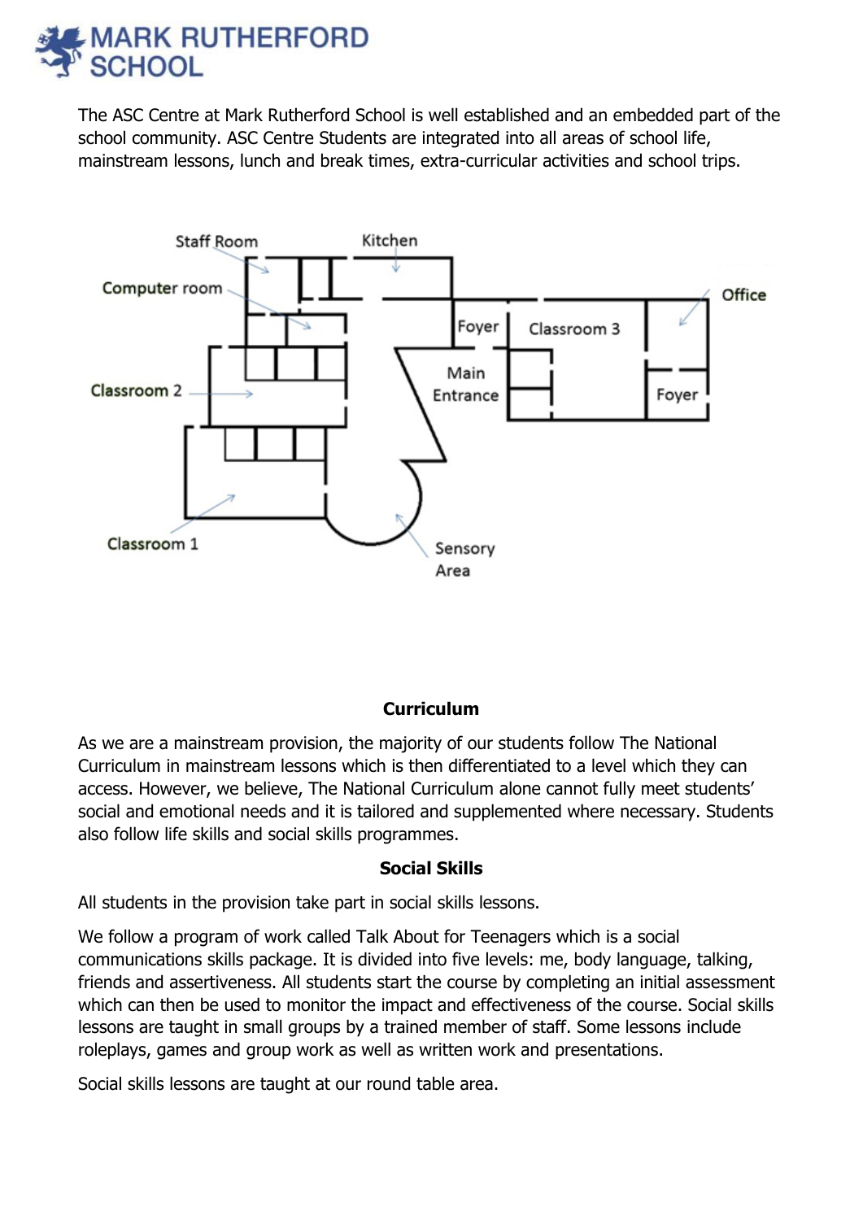The ASC Centre at Mark Rutherford School is well established and an embedded part of the school community. ASC Centre Students are integrated into all areas of school life, mainstream lessons, lunch and break times, extra-curricular activities and school trips.

## Curriculum

As we are a mainstream provision, the majority of our students follow The National Curriculum in mainstream lessons which is then differentiated to a level which they can access. However, we believe, The National Curriculum alone cannot fully meet students' social and emotional needs and it is tailored and supplemented where necessary. Students also follow life skills and social skills programmes.

## Social Skills

All students in the provision take part in social skills lessons.

We follow a program of work called Talk About for Teenagers which is a social communications skills package. It is divided into five levels: me, body language, talking, friends and assertiveness. All students start the course by completing an initial assessment which can then be used to monitor the impact and effectiveness of the course. Social skills lessons are taught in small groups by a trained member of staff. Some lessons include roleplays, games and group work as well as written work and presentations.

Social skills lessons are taught at our round table area.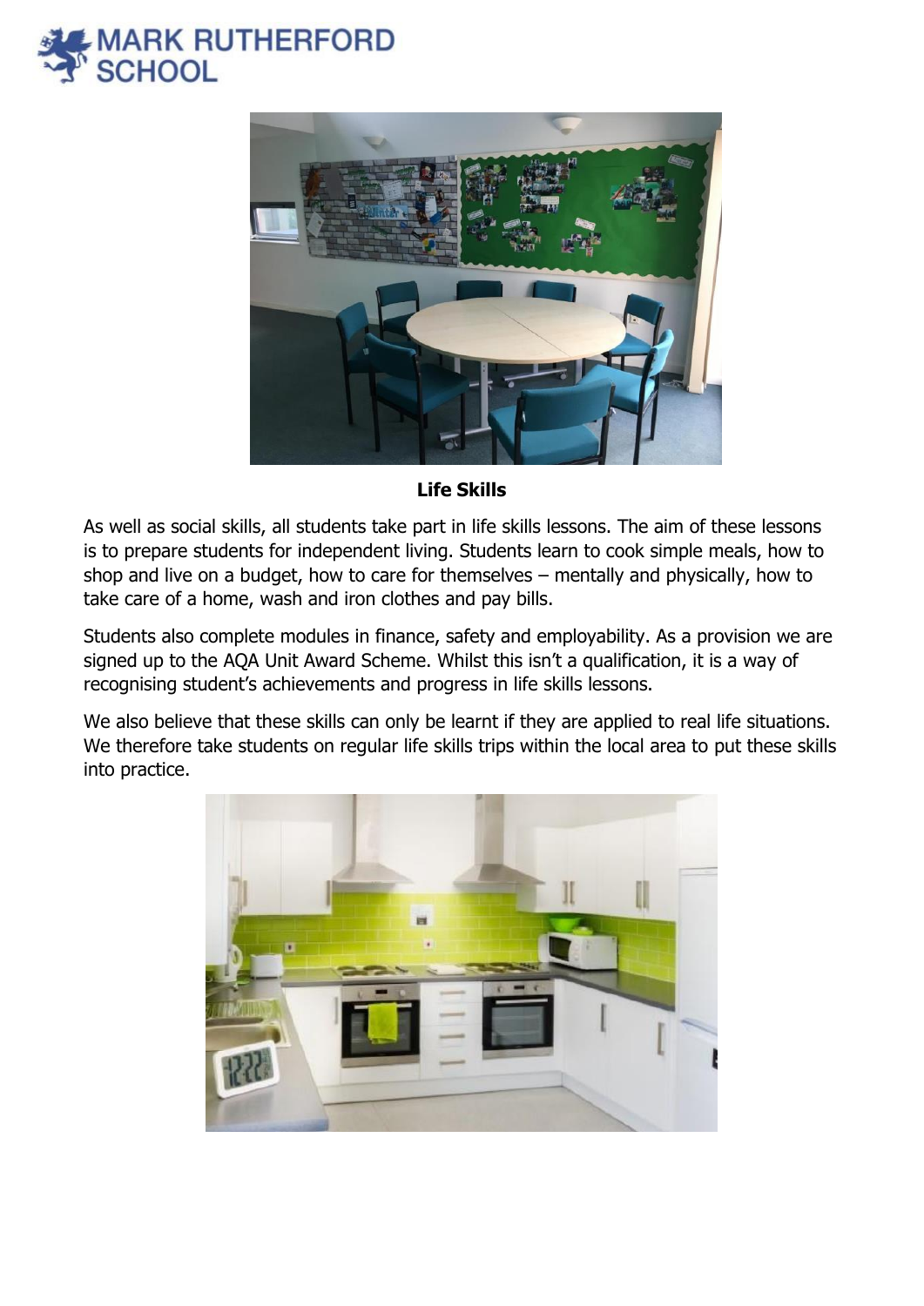**Life Skills**

As well as social skills, all students take part in life skills lessons. The aim of these lessons is to prepare students for independent living. Students learn to cook simple meals, how to shop and live on a budget, how to care for themselves – mentally and physically, how to take care of a home, wash and iron clothes and pay bills.

Students also complete modules in finance, safety and employability. As a provision we are signed up to the AQA Unit Award Scheme. Whilst this isn't a qualification, it is a way of recognising student's achievements and progress in life skills lessons.

We also believe that these skills can only be learnt if they are applied to real life situations. We therefore take students on regular life skills trips within the local area to put these skills into practice.